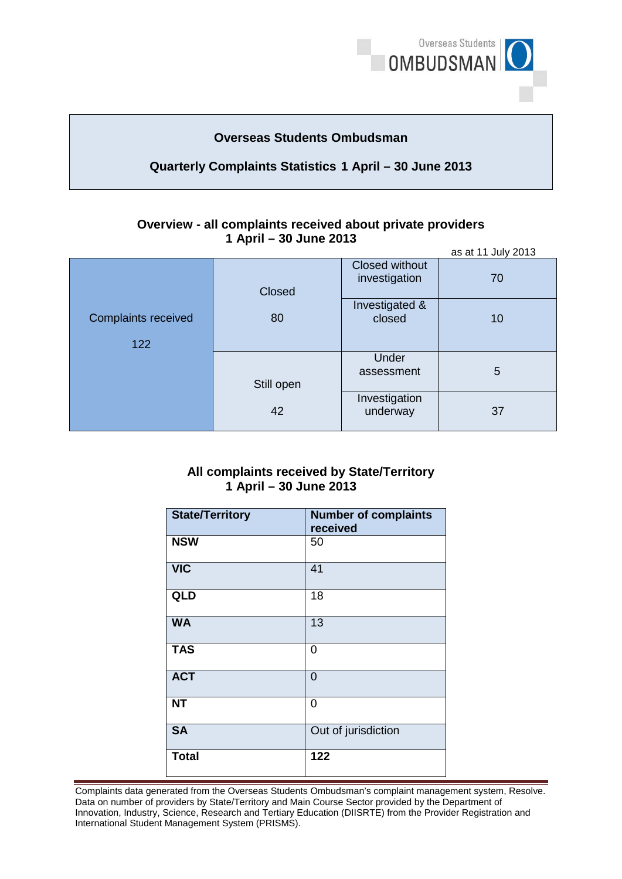# Overseas Students Ombudsman

## Quarterly Complaints Statistics 1 April – 30 June 2013

### Overview - all complaints received about private providers 1 April – 30 June 2013

as at 11 July 2013

| Complaints received | Status | Stage | Number |
|---|---|---|---|
| Complaints received 122 | Closed 80 | Closed without investigation | 70 |
| | | Investigated & closed | 10 |
| | Still open 42 | Under assessment | 5 |
| | | Investigation underway | 37 |

### All complaints received by State/Territory 1 April – 30 June 2013

| State/Territory | Number of complaints received |
|---|---|
| **NSW** | 50 |
| **VIC** | 41 |
| **QLD** | 18 |
| **WA** | 13 |
| **TAS** | 0 |
| **ACT** | 0 |
| **NT** | 0 |
| **SA** | Out of jurisdiction |
| **Total** | **122** |

Complaints data generated from the Overseas Students Ombudsman's complaint management system, Resolve. Data on number of providers by State/Territory and Main Course Sector provided by the Department of Innovation, Industry, Science, Research and Tertiary Education (DIISRTE) from the Provider Registration and International Student Management System (PRISMS).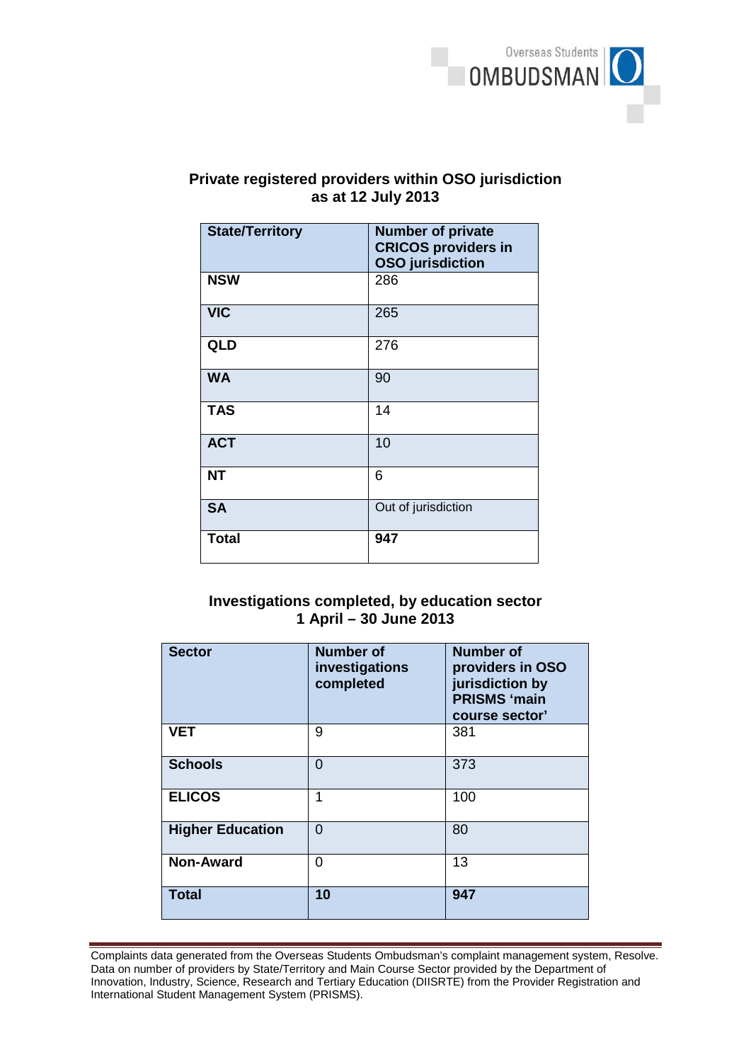## Private registered providers within OSO jurisdiction as at 12 July 2013

| State/Territory | Number of private CRICOS providers in OSO jurisdiction |
|---|---|
| **NSW** | 286 |
| **VIC** | 265 |
| **QLD** | 276 |
| **WA** | 90 |
| **TAS** | 14 |
| **ACT** | 10 |
| **NT** | 6 |
| **SA** | Out of jurisdiction |
| **Total** | **947** |

## Investigations completed, by education sector 1 April – 30 June 2013

| Sector | Number of investigations completed | Number of providers in OSO jurisdiction by PRISMS 'main course sector' |
|---|---|---|
| **VET** | 9 | 381 |
| **Schools** | 0 | 373 |
| **ELICOS** | 1 | 100 |
| **Higher Education** | 0 | 80 |
| **Non-Award** | 0 | 13 |
| **Total** | **10** | **947** |

Complaints data generated from the Overseas Students Ombudsman's complaint management system, Resolve. Data on number of providers by State/Territory and Main Course Sector provided by the Department of Innovation, Industry, Science, Research and Tertiary Education (DIISRTE) from the Provider Registration and International Student Management System (PRISMS).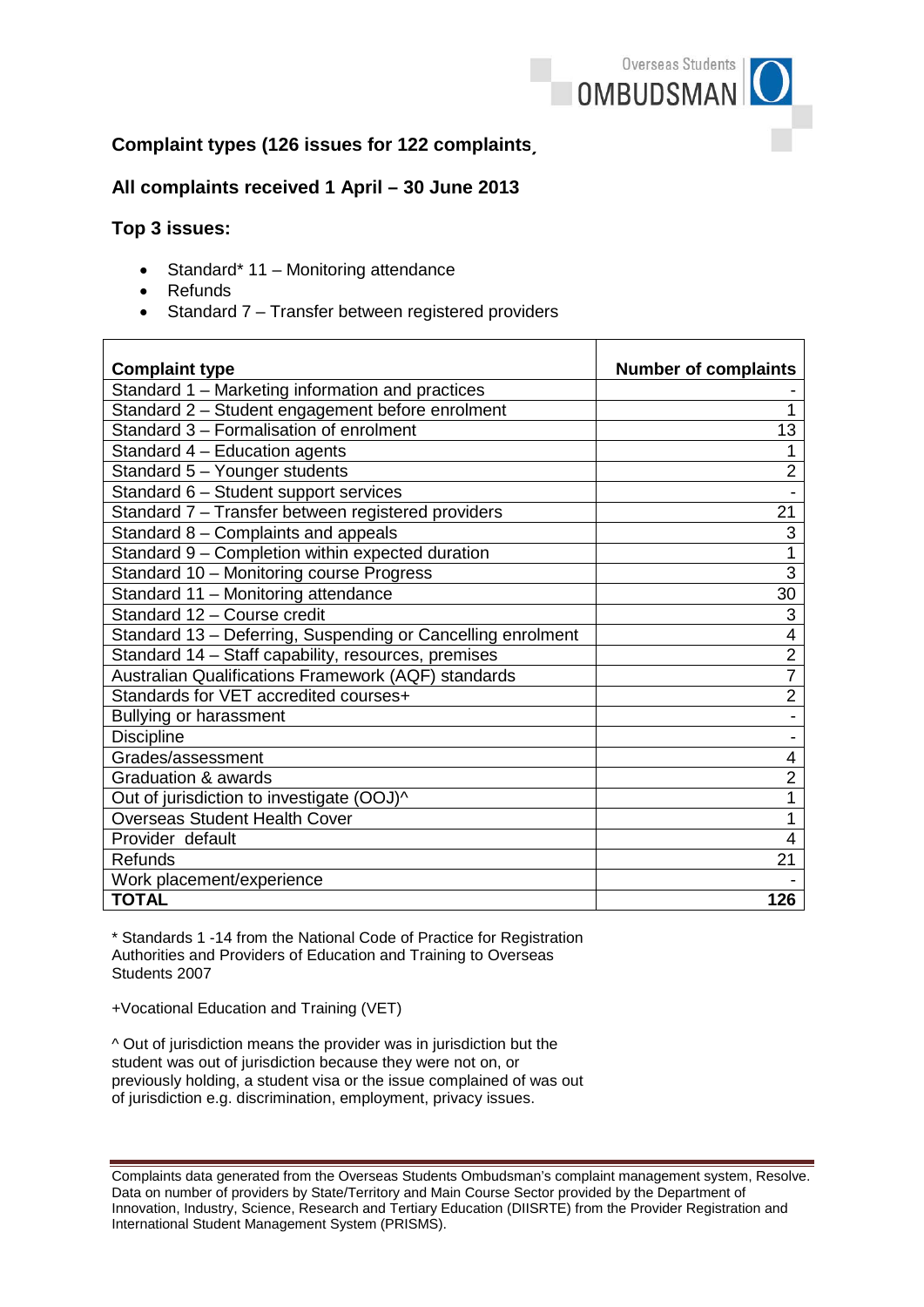## Complaint types (126 issues for 122 complaints

## All complaints received 1 April – 30 June 2013

### Top 3 issues:

- Standard* 11 – Monitoring attendance
- Refunds
- Standard 7 – Transfer between registered providers

| Complaint type | Number of complaints |
|---|---|
| Standard 1 – Marketing information and practices | - |
| Standard 2 – Student engagement before enrolment | 1 |
| Standard 3 – Formalisation of enrolment | 13 |
| Standard 4 – Education agents | 1 |
| Standard 5 – Younger students | 2 |
| Standard 6 – Student support services | - |
| Standard 7 – Transfer between registered providers | 21 |
| Standard 8 – Complaints and appeals | 3 |
| Standard 9 – Completion within expected duration | 1 |
| Standard 10 – Monitoring course Progress | 3 |
| Standard 11 – Monitoring attendance | 30 |
| Standard 12 – Course credit | 3 |
| Standard 13 – Deferring, Suspending or Cancelling enrolment | 4 |
| Standard 14 – Staff capability, resources, premises | 2 |
| Australian Qualifications Framework (AQF) standards | 7 |
| Standards for VET accredited courses+ | 2 |
| Bullying or harassment | - |
| Discipline | - |
| Grades/assessment | 4 |
| Graduation & awards | 2 |
| Out of jurisdiction to investigate (OOJ)^ | 1 |
| Overseas Student Health Cover | 1 |
| Provider default | 4 |
| Refunds | 21 |
| Work placement/experience | - |
| **TOTAL** | **126** |

* Standards 1 -14 from the National Code of Practice for Registration Authorities and Providers of Education and Training to Overseas Students 2007

+Vocational Education and Training (VET)

^ Out of jurisdiction means the provider was in jurisdiction but the student was out of jurisdiction because they were not on, or previously holding, a student visa or the issue complained of was out of jurisdiction e.g. discrimination, employment, privacy issues.

Complaints data generated from the Overseas Students Ombudsman's complaint management system, Resolve. Data on number of providers by State/Territory and Main Course Sector provided by the Department of Innovation, Industry, Science, Research and Tertiary Education (DIISRTE) from the Provider Registration and International Student Management System (PRISMS).